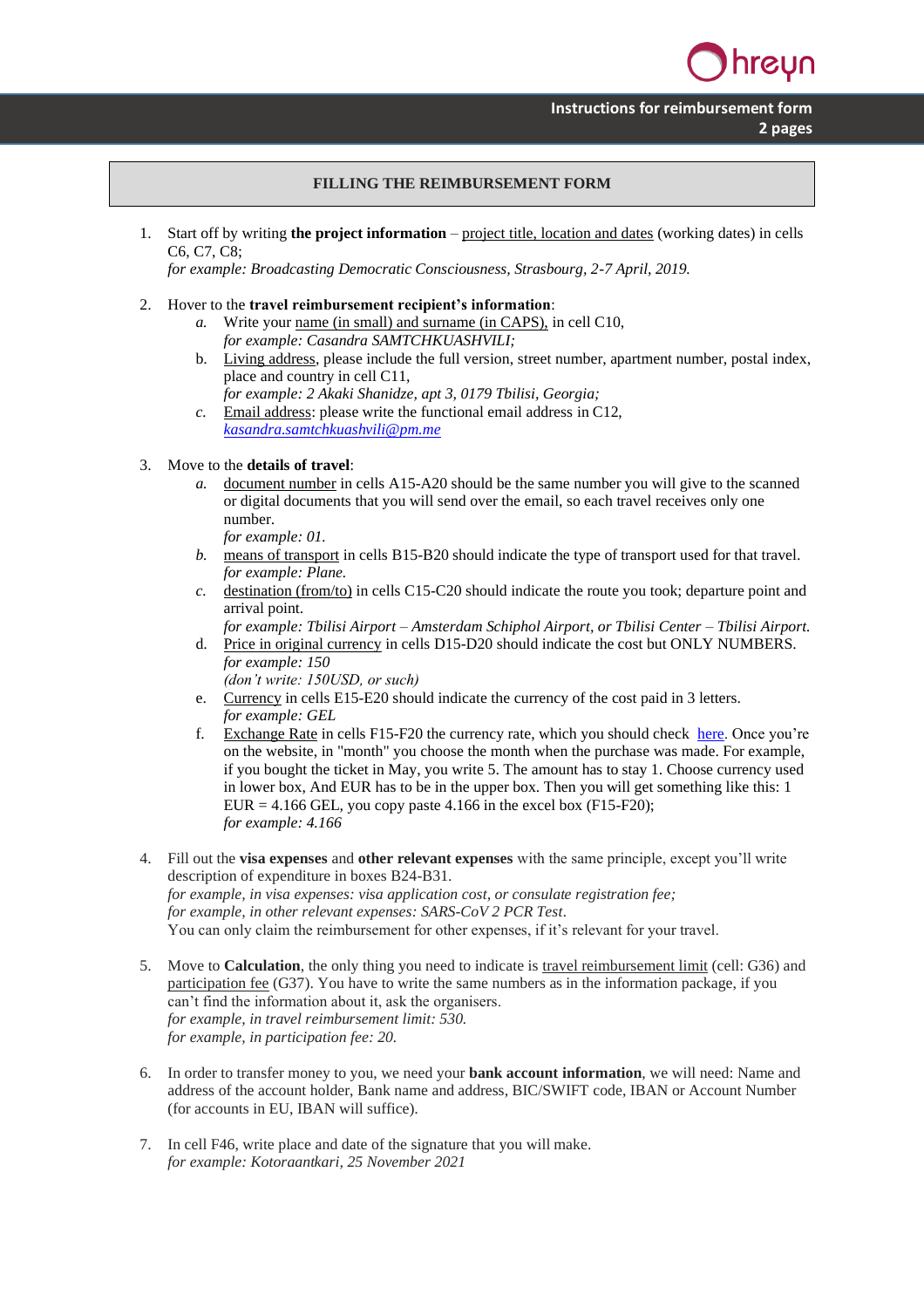Instructions for reimbursement form
2 pages

## FILLING THE REIMBURSEMENT FORM

1. Start off by writing **the project information** – project title, location and dates (working dates) in cells C6, C7, C8;
   *for example: Broadcasting Democratic Consciousness, Strasbourg, 2-7 April, 2019.*

2. Hover to the **travel reimbursement recipient's information**:
   a. Write your name (in small) and surname (in CAPS), in cell C10,
      *for example: Casandra SAMTCHKUASHVILI;*
   b. Living address, please include the full version, street number, apartment number, postal index, place and country in cell C11,
      *for example: 2 Akaki Shanidze, apt 3, 0179 Tbilisi, Georgia;*
   c. Email address: please write the functional email address in C12,
      *kasandra.samtchkuashvili@pm.me*

3. Move to the **details of travel**:
   a. document number in cells A15-A20 should be the same number you will give to the scanned or digital documents that you will send over the email, so each travel receives only one number.
      *for example: 01.*
   b. means of transport in cells B15-B20 should indicate the type of transport used for that travel.
      *for example: Plane.*
   c. destination (from/to) in cells C15-C20 should indicate the route you took; departure point and arrival point.
      *for example: Tbilisi Airport – Amsterdam Schiphol Airport, or Tbilisi Center – Tbilisi Airport.*
   d. Price in original currency in cells D15-D20 should indicate the cost but ONLY NUMBERS.
      *for example: 150*
      *(don't write: 150USD, or such)*
   e. Currency in cells E15-E20 should indicate the currency of the cost paid in 3 letters.
      *for example: GEL*
   f. Exchange Rate in cells F15-F20 the currency rate, which you should check here. Once you're on the website, in "month" you choose the month when the purchase was made. For example, if you bought the ticket in May, you write 5. The amount has to stay 1. Choose currency used in lower box, And EUR has to be in the upper box. Then you will get something like this: 1 EUR = 4.166 GEL, you copy paste 4.166 in the excel box (F15-F20);
      *for example: 4.166*

4. Fill out the **visa expenses** and **other relevant expenses** with the same principle, except you'll write description of expenditure in boxes B24-B31.
   *for example, in visa expenses: visa application cost, or consulate registration fee;*
   *for example, in other relevant expenses: SARS-CoV 2 PCR Test.*
   You can only claim the reimbursement for other expenses, if it's relevant for your travel.

5. Move to **Calculation**, the only thing you need to indicate is travel reimbursement limit (cell: G36) and participation fee (G37). You have to write the same numbers as in the information package, if you can't find the information about it, ask the organisers.
   *for example, in travel reimbursement limit: 530.*
   *for example, in participation fee: 20.*

6. In order to transfer money to you, we need your **bank account information**, we will need: Name and address of the account holder, Bank name and address, BIC/SWIFT code, IBAN or Account Number (for accounts in EU, IBAN will suffice).

7. In cell F46, write place and date of the signature that you will make.
   *for example: Kotoraantkari, 25 November 2021*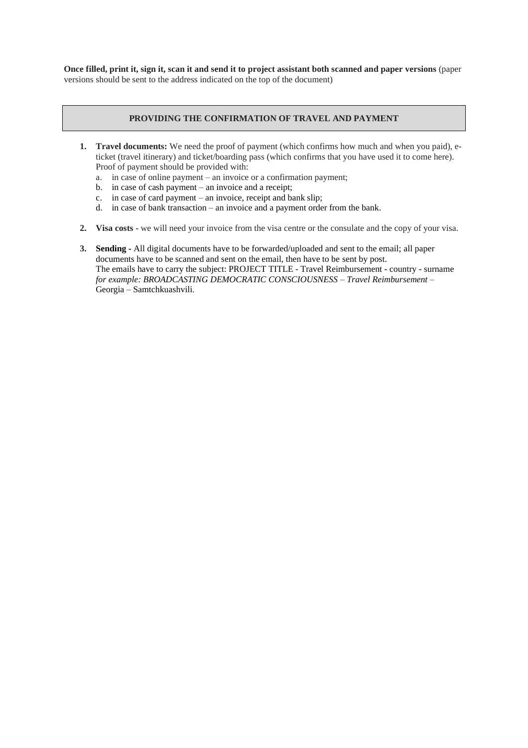**Once filled, print it, sign it, scan it and send it to project assistant both scanned and paper versions** (paper versions should be sent to the address indicated on the top of the document)

## PROVIDING THE CONFIRMATION OF TRAVEL AND PAYMENT

1. **Travel documents:** We need the proof of payment (which confirms how much and when you paid), e-ticket (travel itinerary) and ticket/boarding pass (which confirms that you have used it to come here). Proof of payment should be provided with:
   a. in case of online payment – an invoice or a confirmation payment;
   b. in case of cash payment – an invoice and a receipt;
   c. in case of card payment – an invoice, receipt and bank slip;
   d. in case of bank transaction – an invoice and a payment order from the bank.

2. **Visa costs** - we will need your invoice from the visa centre or the consulate and the copy of your visa.

3. **Sending -** All digital documents have to be forwarded/uploaded and sent to the email; all paper documents have to be scanned and sent on the email, then have to be sent by post.
   The emails have to carry the subject: PROJECT TITLE - Travel Reimbursement - country - surname
   *for example: BROADCASTING DEMOCRATIC CONSCIOUSNESS – Travel Reimbursement –* Georgia – Samtchkuashvili.